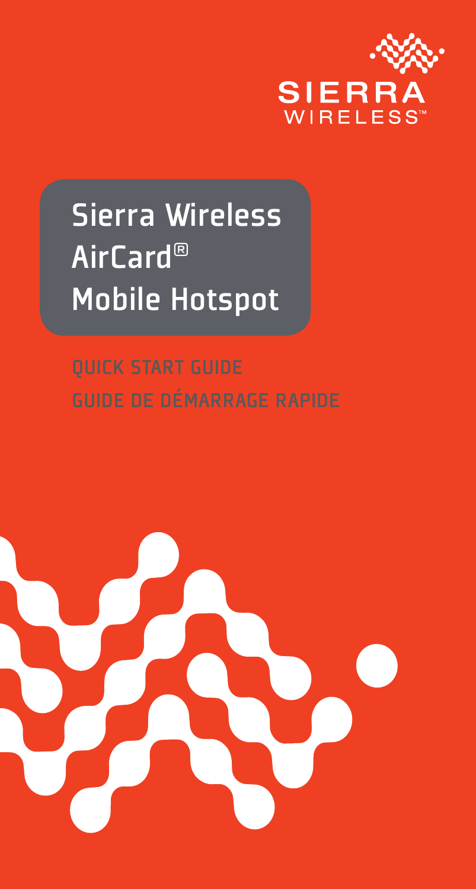SIERRA WIRELESS™

# Sierra Wireless AirCard® Mobile Hotspot

## QUICK START GUIDE
## GUIDE DE DÉMARRAGE RAPIDE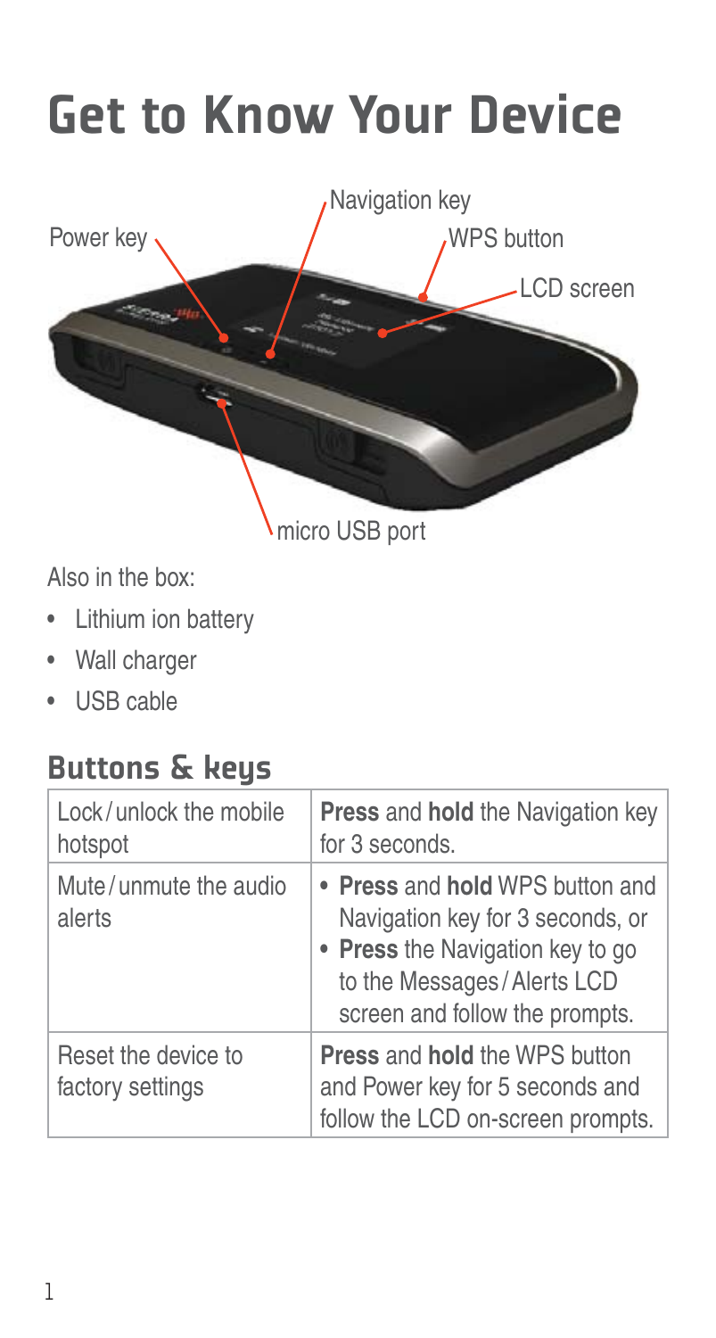# Get to Know Your Device

Navigation key

Power key

WPS button

LCD screen

micro USB port

Also in the box:

- Lithium ion battery
- Wall charger
- USB cable

## Buttons & keys

| Lock/unlock the mobile hotspot | **Press** and **hold** the Navigation key for 3 seconds. |
|---|---|
| Mute/unmute the audio alerts | • **Press** and **hold** WPS button and Navigation key for 3 seconds, or<br>• **Press** the Navigation key to go to the Messages/Alerts LCD screen and follow the prompts. |
| Reset the device to factory settings | **Press** and **hold** the WPS button and Power key for 5 seconds and follow the LCD on-screen prompts. |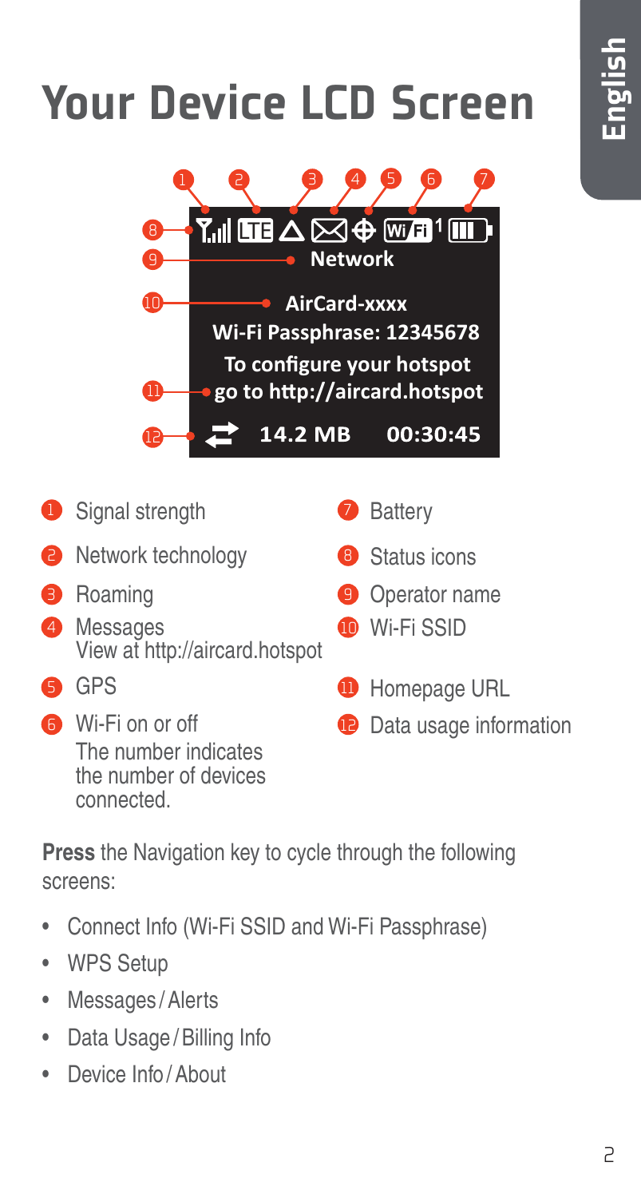# Your Device LCD Screen

Network

AirCard-xxxx

Wi-Fi Passphrase: 12345678

To configure your hotspot go to http://aircard.hotspot

14.2 MB 00:30:45

1. Signal strength
2. Network technology
3. Roaming
4. Messages  
   View at http://aircard.hotspot
5. GPS
6. Wi-Fi on or off  
   The number indicates the number of devices connected.
7. Battery
8. Status icons
9. Operator name
10. Wi-Fi SSID
11. Homepage URL
12. Data usage information

**Press** the Navigation key to cycle through the following screens:

- Connect Info (Wi-Fi SSID and Wi-Fi Passphrase)
- WPS Setup
- Messages / Alerts
- Data Usage / Billing Info
- Device Info / About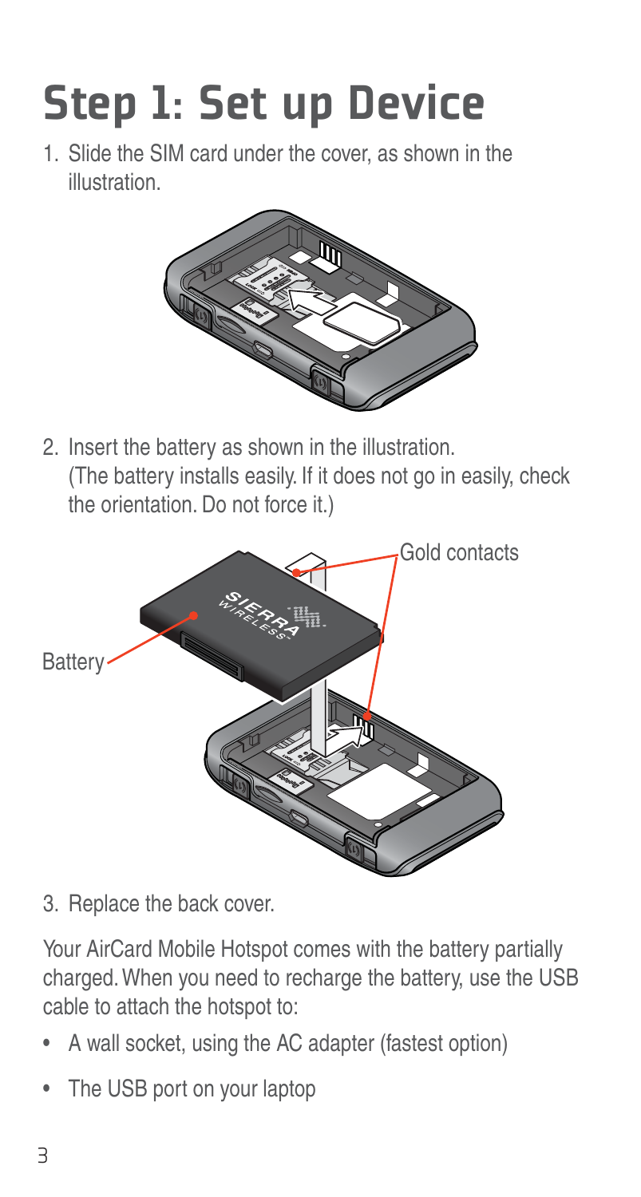# Step 1: Set up Device

1. Slide the SIM card under the cover, as shown in the illustration.

2. Insert the battery as shown in the illustration.
   (The battery installs easily. If it does not go in easily, check the orientation. Do not force it.)

3. Replace the back cover.

Your AirCard Mobile Hotspot comes with the battery partially charged. When you need to recharge the battery, use the USB cable to attach the hotspot to:

- A wall socket, using the AC adapter (fastest option)
- The USB port on your laptop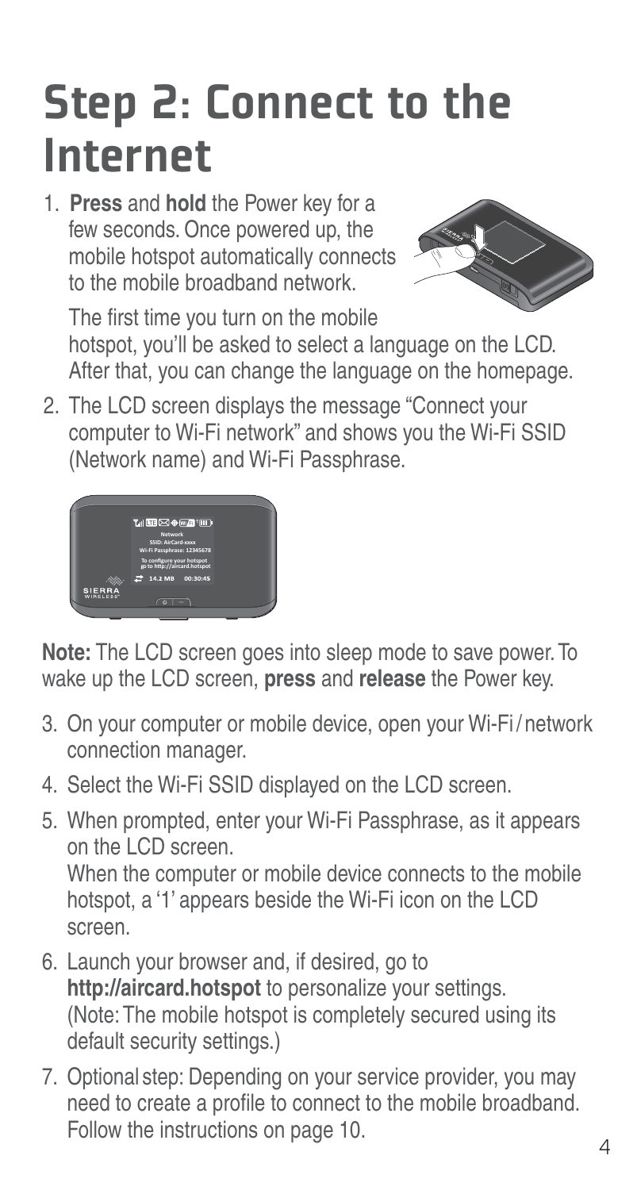# Step 2: Connect to the Internet

1. **Press** and **hold** the Power key for a few seconds. Once powered up, the mobile hotspot automatically connects to the mobile broadband network.

   The first time you turn on the mobile hotspot, you'll be asked to select a language on the LCD. After that, you can change the language on the homepage.

2. The LCD screen displays the message "Connect your computer to Wi-Fi network" and shows you the Wi-Fi SSID (Network name) and Wi-Fi Passphrase.

**Note:** The LCD screen goes into sleep mode to save power. To wake up the LCD screen, **press** and **release** the Power key.

3. On your computer or mobile device, open your Wi-Fi / network connection manager.
4. Select the Wi-Fi SSID displayed on the LCD screen.
5. When prompted, enter your Wi-Fi Passphrase, as it appears on the LCD screen.
   When the computer or mobile device connects to the mobile hotspot, a '1' appears beside the Wi-Fi icon on the LCD screen.
6. Launch your browser and, if desired, go to **http://aircard.hotspot** to personalize your settings. (Note: The mobile hotspot is completely secured using its default security settings.)
7. Optional step: Depending on your service provider, you may need to create a profile to connect to the mobile broadband. Follow the instructions on page 10.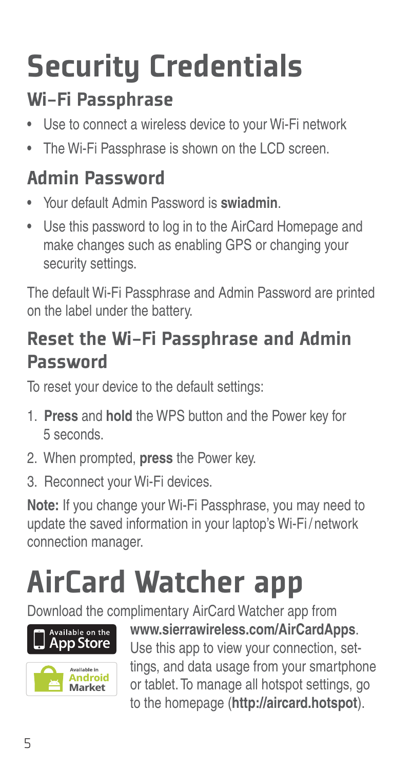# Security Credentials

## Wi-Fi Passphrase

- Use to connect a wireless device to your Wi-Fi network
- The Wi-Fi Passphrase is shown on the LCD screen.

## Admin Password

- Your default Admin Password is **swiadmin**.
- Use this password to log in to the AirCard Homepage and make changes such as enabling GPS or changing your security settings.

The default Wi-Fi Passphrase and Admin Password are printed on the label under the battery.

## Reset the Wi-Fi Passphrase and Admin Password

To reset your device to the default settings:

1. **Press** and **hold** the WPS button and the Power key for 5 seconds.
2. When prompted, **press** the Power key.
3. Reconnect your Wi-Fi devices.

**Note:** If you change your Wi-Fi Passphrase, you may need to update the saved information in your laptop's Wi-Fi / network connection manager.

# AirCard Watcher app

Download the complimentary AirCard Watcher app from **www.sierrawireless.com/AirCardApps**. Use this app to view your connection, settings, and data usage from your smartphone or tablet. To manage all hotspot settings, go to the homepage (**http://aircard.hotspot**).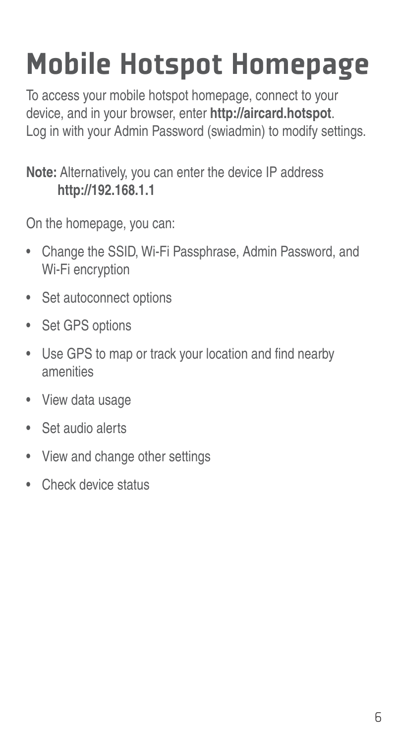# Mobile Hotspot Homepage

To access your mobile hotspot homepage, connect to your device, and in your browser, enter **http://aircard.hotspot**. Log in with your Admin Password (swiadmin) to modify settings.

**Note:** Alternatively, you can enter the device IP address **http://192.168.1.1**

On the homepage, you can:

- Change the SSID, Wi-Fi Passphrase, Admin Password, and Wi-Fi encryption
- Set autoconnect options
- Set GPS options
- Use GPS to map or track your location and find nearby amenities
- View data usage
- Set audio alerts
- View and change other settings
- Check device status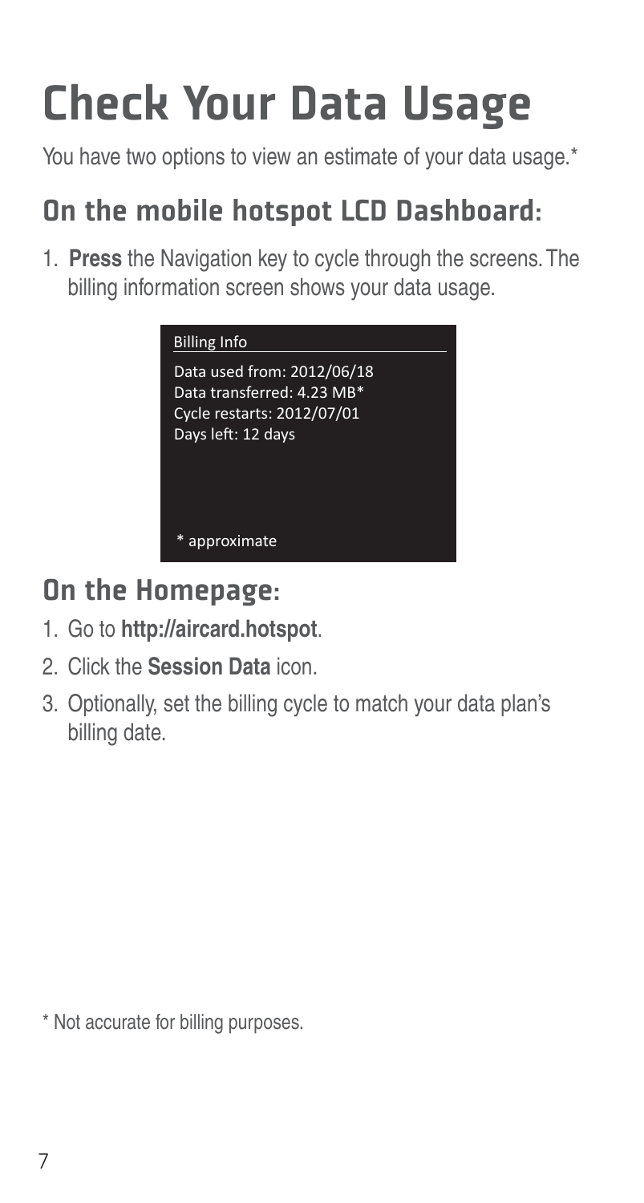# Check Your Data Usage

You have two options to view an estimate of your data usage.*

## On the mobile hotspot LCD Dashboard:

1. **Press** the Navigation key to cycle through the screens. The billing information screen shows your data usage.

```
Billing Info
Data used from: 2012/06/18
Data transferred: 4.23 MB*
Cycle restarts: 2012/07/01
Days left: 12 days

* approximate
```

## On the Homepage:

1. Go to **http://aircard.hotspot**.
2. Click the **Session Data** icon.
3. Optionally, set the billing cycle to match your data plan's billing date.

* Not accurate for billing purposes.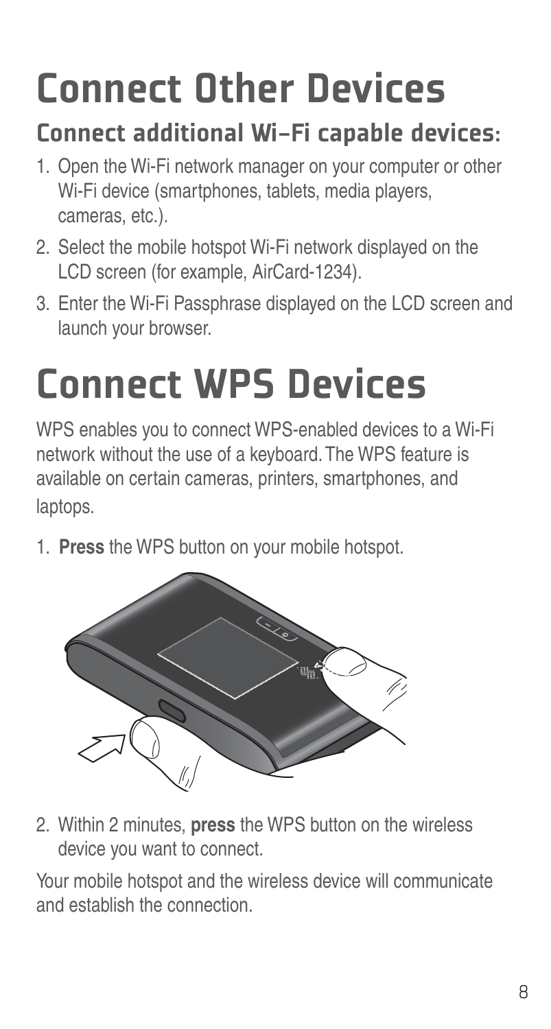# Connect Other Devices

## Connect additional Wi-Fi capable devices:

1. Open the Wi-Fi network manager on your computer or other Wi-Fi device (smartphones, tablets, media players, cameras, etc.).
2. Select the mobile hotspot Wi-Fi network displayed on the LCD screen (for example, AirCard-1234).
3. Enter the Wi-Fi Passphrase displayed on the LCD screen and launch your browser.

# Connect WPS Devices

WPS enables you to connect WPS-enabled devices to a Wi-Fi network without the use of a keyboard. The WPS feature is available on certain cameras, printers, smartphones, and laptops.

1. **Press** the WPS button on your mobile hotspot.
2. Within 2 minutes, **press** the WPS button on the wireless device you want to connect.

Your mobile hotspot and the wireless device will communicate and establish the connection.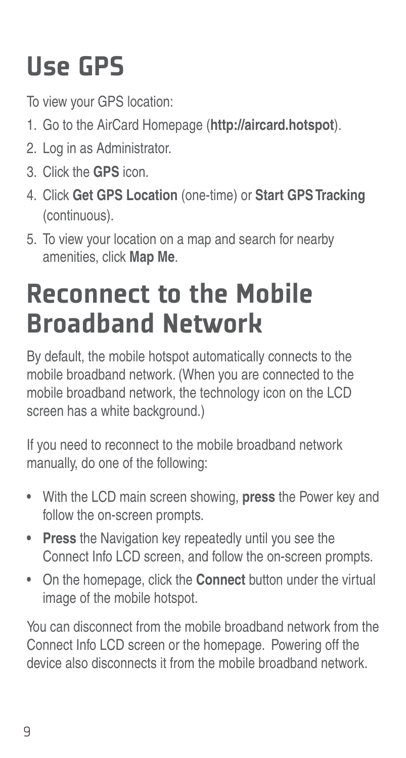# Use GPS

To view your GPS location:

1. Go to the AirCard Homepage (**http://aircard.hotspot**).
2. Log in as Administrator.
3. Click the **GPS** icon.
4. Click **Get GPS Location** (one-time) or **Start GPS Tracking** (continuous).
5. To view your location on a map and search for nearby amenities, click **Map Me**.

# Reconnect to the Mobile Broadband Network

By default, the mobile hotspot automatically connects to the mobile broadband network. (When you are connected to the mobile broadband network, the technology icon on the LCD screen has a white background.)

If you need to reconnect to the mobile broadband network manually, do one of the following:

- With the LCD main screen showing, **press** the Power key and follow the on-screen prompts.
- **Press** the Navigation key repeatedly until you see the Connect Info LCD screen, and follow the on-screen prompts.
- On the homepage, click the **Connect** button under the virtual image of the mobile hotspot.

You can disconnect from the mobile broadband network from the Connect Info LCD screen or the homepage. Powering off the device also disconnects it from the mobile broadband network.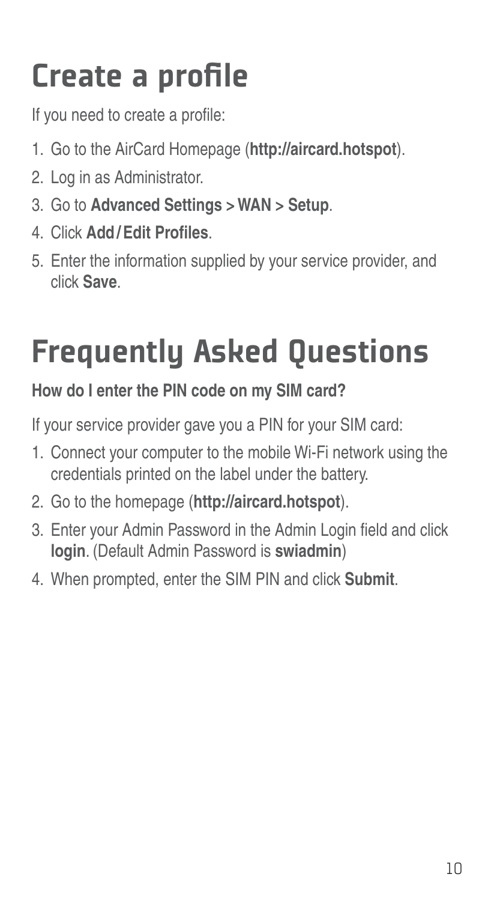# Create a profile

If you need to create a profile:

1. Go to the AirCard Homepage (**http://aircard.hotspot**).
2. Log in as Administrator.
3. Go to **Advanced Settings > WAN > Setup**.
4. Click **Add / Edit Profiles**.
5. Enter the information supplied by your service provider, and click **Save**.

# Frequently Asked Questions

**How do I enter the PIN code on my SIM card?**

If your service provider gave you a PIN for your SIM card:

1. Connect your computer to the mobile Wi-Fi network using the credentials printed on the label under the battery.
2. Go to the homepage (**http://aircard.hotspot**).
3. Enter your Admin Password in the Admin Login field and click **login**. (Default Admin Password is **swiadmin**)
4. When prompted, enter the SIM PIN and click **Submit**.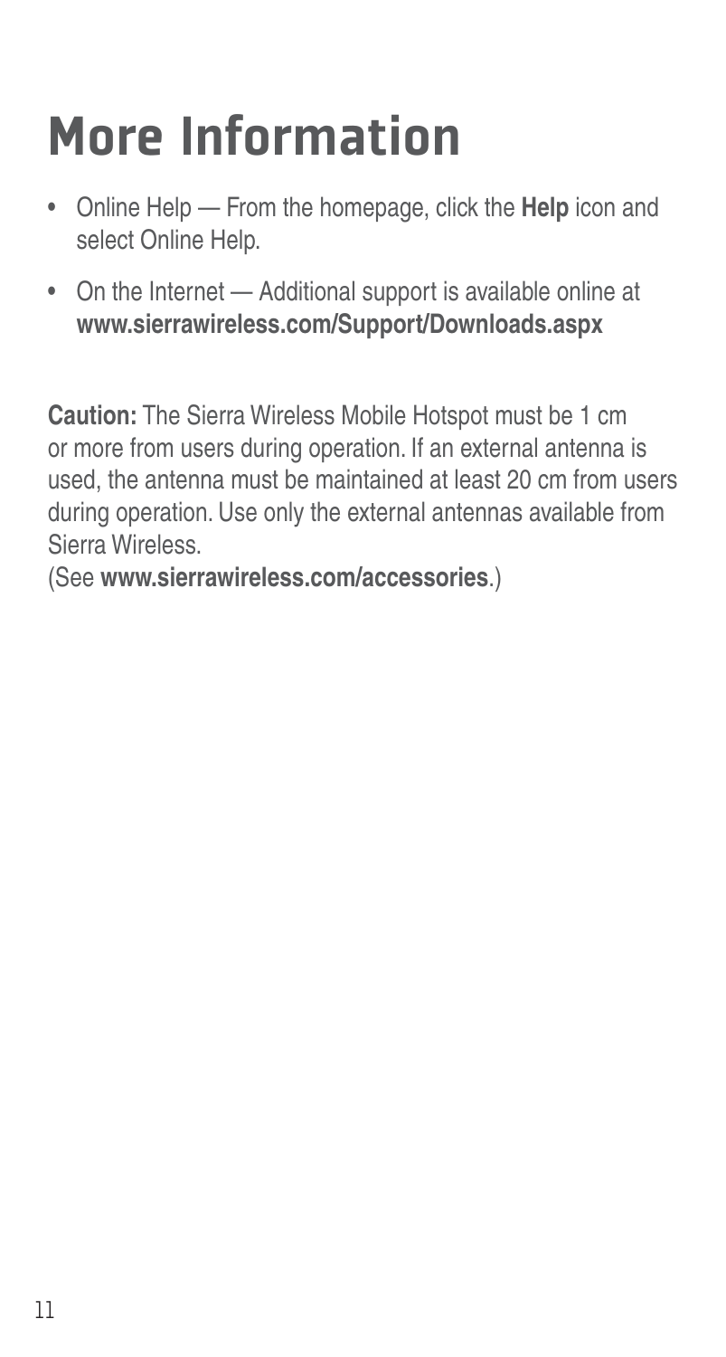# More Information

- Online Help — From the homepage, click the **Help** icon and select Online Help.
- On the Internet — Additional support is available online at **www.sierrawireless.com/Support/Downloads.aspx**

**Caution:** The Sierra Wireless Mobile Hotspot must be 1 cm or more from users during operation. If an external antenna is used, the antenna must be maintained at least 20 cm from users during operation. Use only the external antennas available from Sierra Wireless.
(See **www.sierrawireless.com/accessories**.)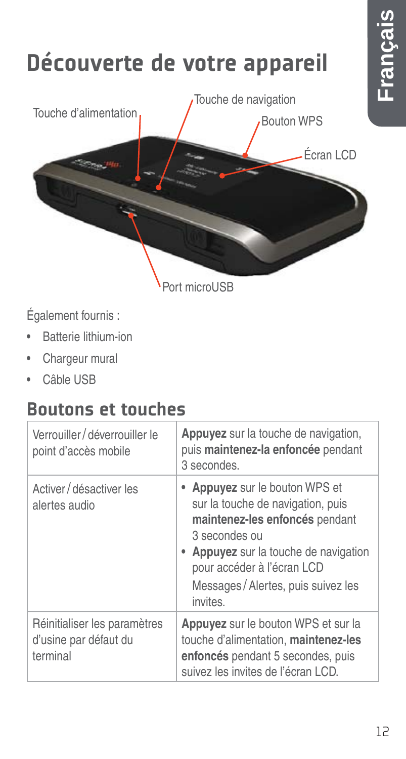# Découverte de votre appareil

Touche d'alimentation

Touche de navigation

Bouton WPS

Écran LCD

Port microUSB

Également fournis :

- Batterie lithium-ion
- Chargeur mural
- Câble USB

## Boutons et touches

| Verrouiller / déverrouiller le point d'accès mobile | **Appuyez** sur la touche de navigation, puis **maintenez-la enfoncée** pendant 3 secondes. |
|---|---|
| Activer / désactiver les alertes audio | • **Appuyez** sur le bouton WPS et sur la touche de navigation, puis **maintenez-les enfoncés** pendant 3 secondes ou<br>• **Appuyez** sur la touche de navigation pour accéder à l'écran LCD Messages / Alertes, puis suivez les invites. |
| Réinitialiser les paramètres d'usine par défaut du terminal | **Appuyez** sur le bouton WPS et sur la touche d'alimentation, **maintenez-les enfoncés** pendant 5 secondes, puis suivez les invites de l'écran LCD. |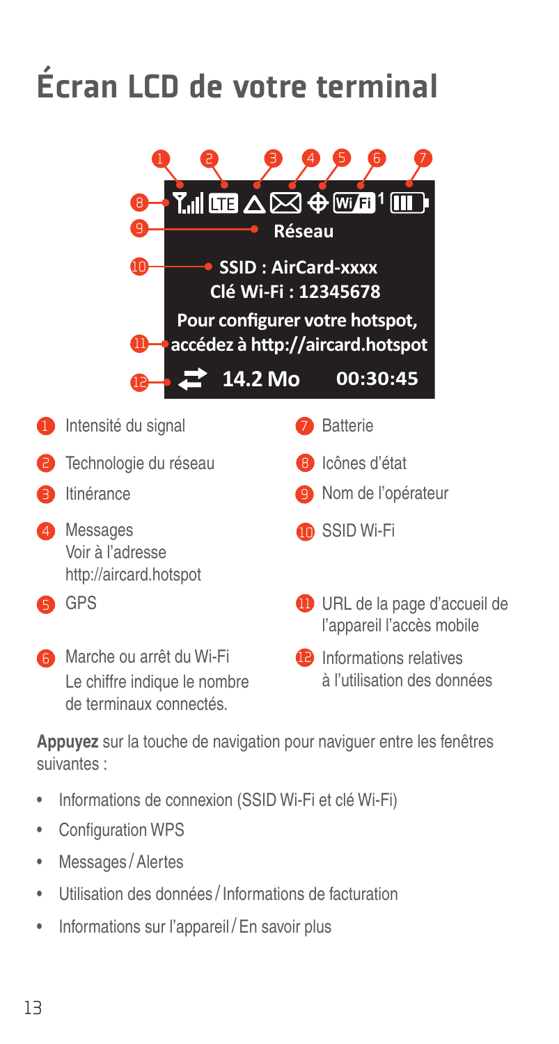# Écran LCD de votre terminal

Réseau

SSID : AirCard-xxxx
Clé Wi-Fi : 12345678

Pour configurer votre hotspot, accédez à http://aircard.hotspot

14.2 Mo 00:30:45

1. Intensité du signal
2. Technologie du réseau
3. Itinérance
4. Messages
   Voir à l'adresse http://aircard.hotspot
5. GPS
6. Marche ou arrêt du Wi-Fi
   Le chiffre indique le nombre de terminaux connectés.
7. Batterie
8. Icônes d'état
9. Nom de l'opérateur
10. SSID Wi-Fi
11. URL de la page d'accueil de l'appareil l'accès mobile
12. Informations relatives à l'utilisation des données

**Appuyez** sur la touche de navigation pour naviguer entre les fenêtres suivantes :

- Informations de connexion (SSID Wi-Fi et clé Wi-Fi)
- Configuration WPS
- Messages / Alertes
- Utilisation des données / Informations de facturation
- Informations sur l'appareil / En savoir plus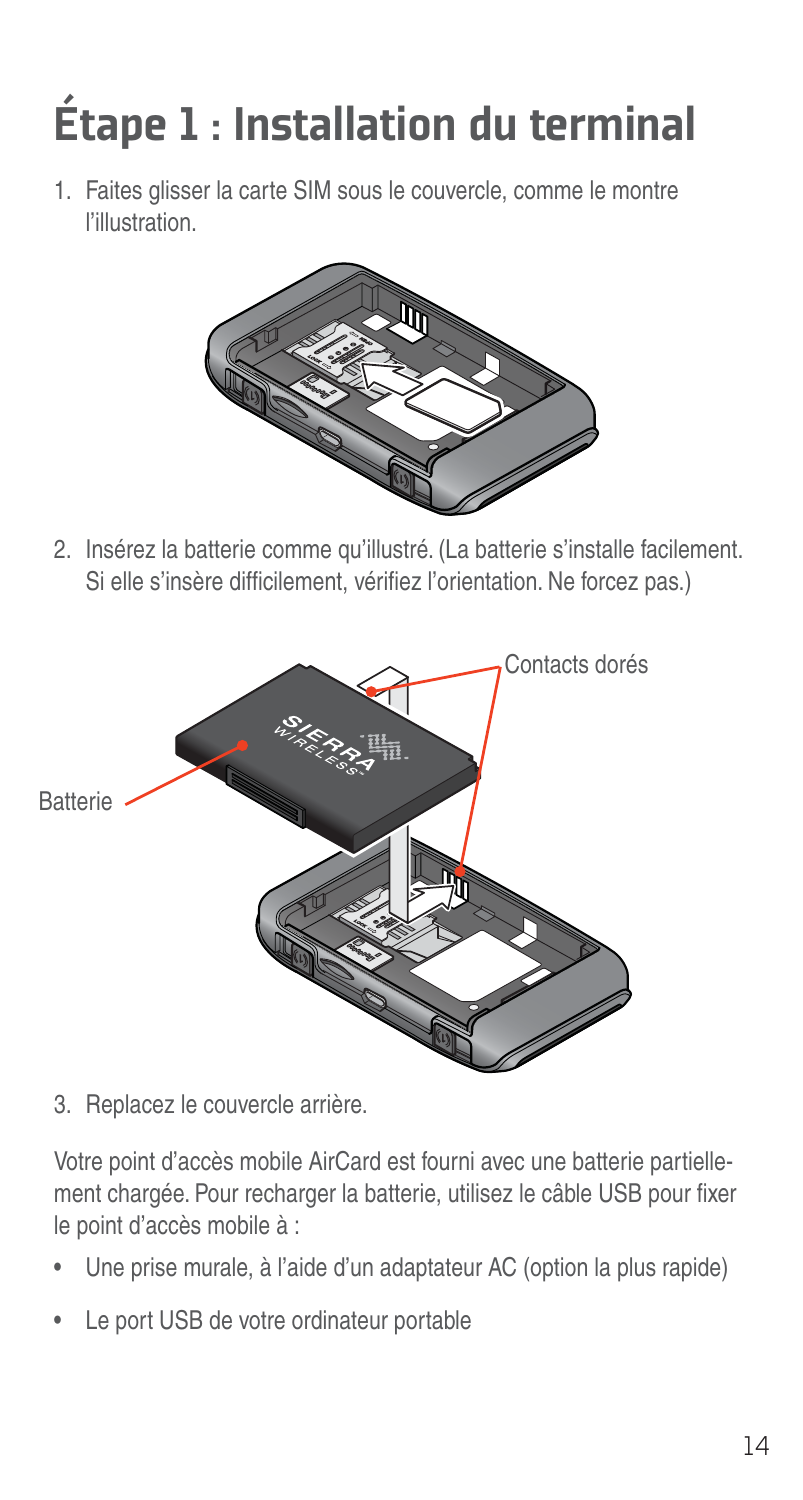# Étape 1 : Installation du terminal

1. Faites glisser la carte SIM sous le couvercle, comme le montre l'illustration.

2. Insérez la batterie comme qu'illustré. (La batterie s'installe facilement. Si elle s'insère difficilement, vérifiez l'orientation. Ne forcez pas.)

Contacts dorés

Batterie

3. Replacez le couvercle arrière.

Votre point d'accès mobile AirCard est fourni avec une batterie partiellement chargée. Pour recharger la batterie, utilisez le câble USB pour fixer le point d'accès mobile à :

- Une prise murale, à l'aide d'un adaptateur AC (option la plus rapide)
- Le port USB de votre ordinateur portable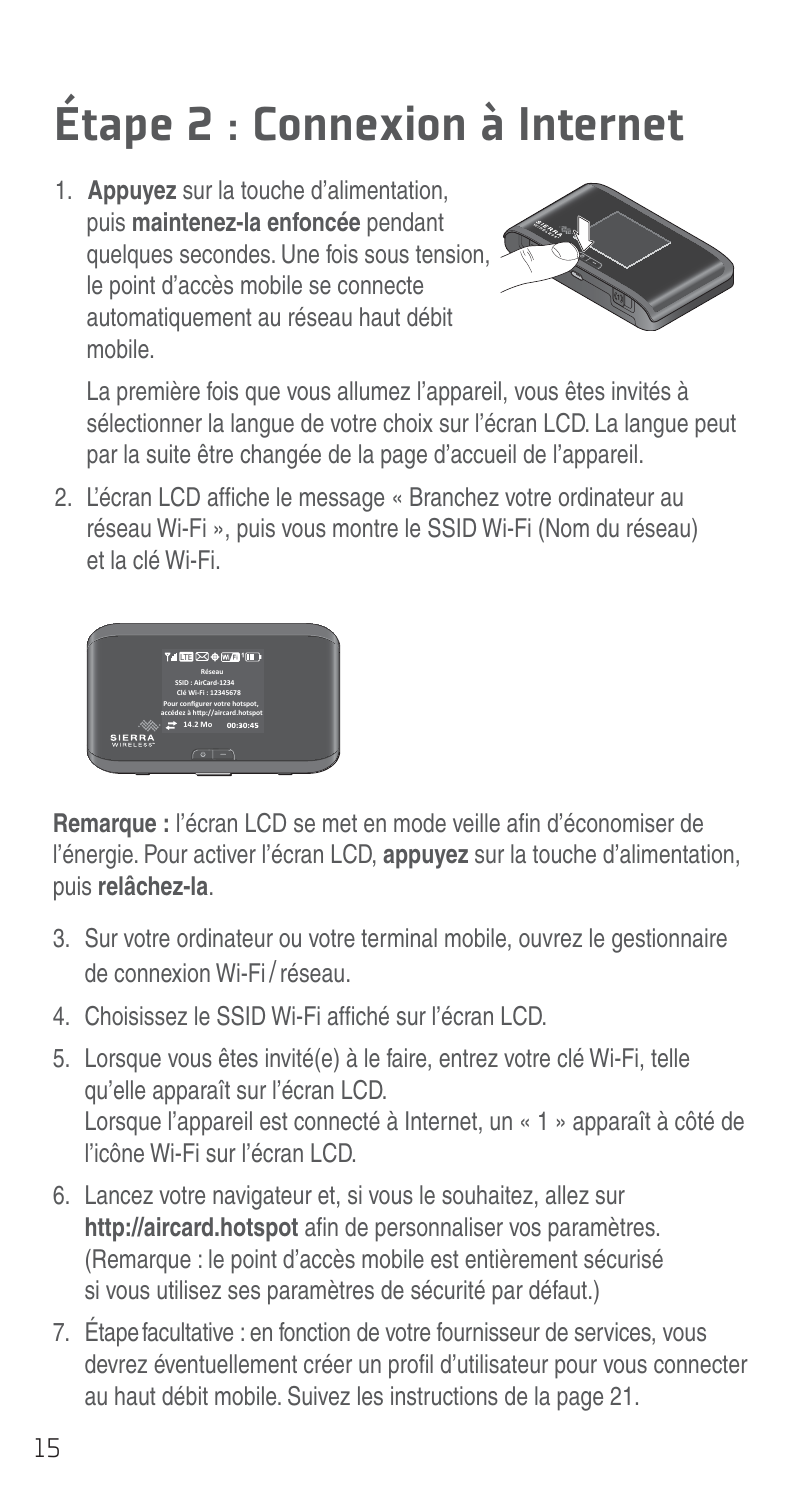# Étape 2 : Connexion à Internet

1. **Appuyez** sur la touche d'alimentation, puis **maintenez-la enfoncée** pendant quelques secondes. Une fois sous tension, le point d'accès mobile se connecte automatiquement au réseau haut débit mobile.

   La première fois que vous allumez l'appareil, vous êtes invités à sélectionner la langue de votre choix sur l'écran LCD. La langue peut par la suite être changée de la page d'accueil de l'appareil.

2. L'écran LCD affiche le message « Branchez votre ordinateur au réseau Wi-Fi », puis vous montre le SSID Wi-Fi (Nom du réseau) et la clé Wi-Fi.

**Remarque :** l'écran LCD se met en mode veille afin d'économiser de l'énergie. Pour activer l'écran LCD, **appuyez** sur la touche d'alimentation, puis **relâchez-la**.

3. Sur votre ordinateur ou votre terminal mobile, ouvrez le gestionnaire de connexion Wi-Fi / réseau.
4. Choisissez le SSID Wi-Fi affiché sur l'écran LCD.
5. Lorsque vous êtes invité(e) à le faire, entrez votre clé Wi-Fi, telle qu'elle apparaît sur l'écran LCD.
   Lorsque l'appareil est connecté à Internet, un « 1 » apparaît à côté de l'icône Wi-Fi sur l'écran LCD.
6. Lancez votre navigateur et, si vous le souhaitez, allez sur **http://aircard.hotspot** afin de personnaliser vos paramètres. (Remarque : le point d'accès mobile est entièrement sécurisé si vous utilisez ses paramètres de sécurité par défaut.)
7. Étape facultative : en fonction de votre fournisseur de services, vous devrez éventuellement créer un profil d'utilisateur pour vous connecter au haut débit mobile. Suivez les instructions de la page 21.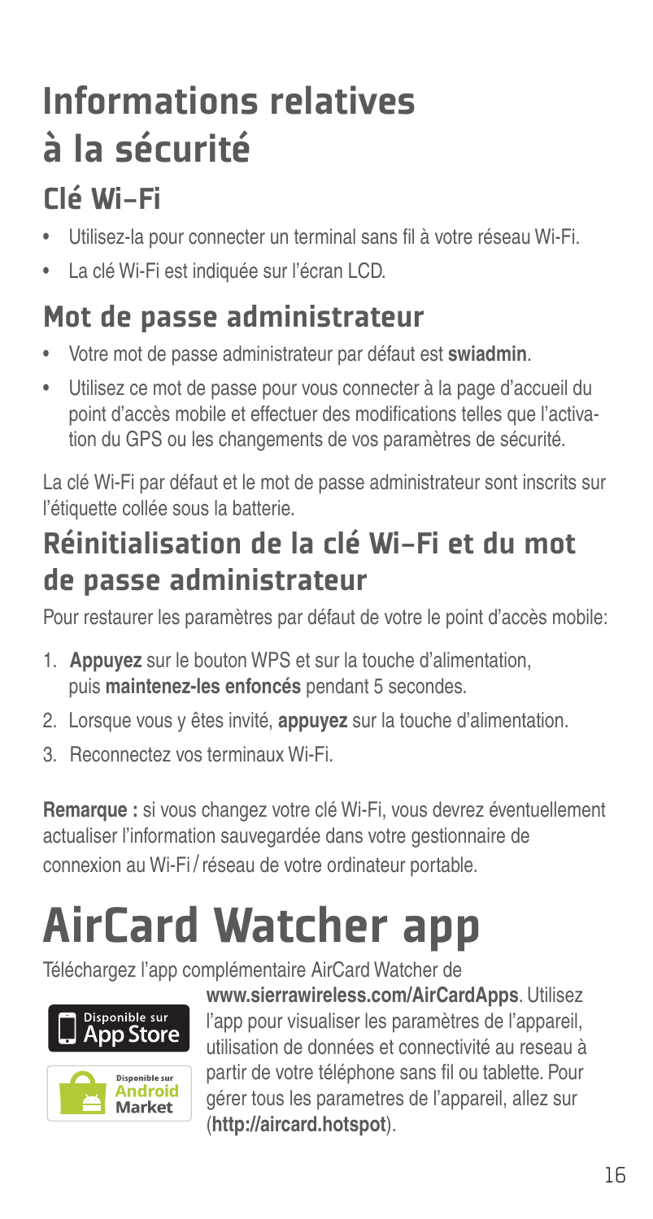# Informations relatives à la sécurité

## Clé Wi-Fi

- Utilisez-la pour connecter un terminal sans fil à votre réseau Wi-Fi.
- La clé Wi-Fi est indiquée sur l'écran LCD.

## Mot de passe administrateur

- Votre mot de passe administrateur par défaut est **swiadmin**.
- Utilisez ce mot de passe pour vous connecter à la page d'accueil du point d'accès mobile et effectuer des modifications telles que l'activation du GPS ou les changements de vos paramètres de sécurité.

La clé Wi-Fi par défaut et le mot de passe administrateur sont inscrits sur l'étiquette collée sous la batterie.

## Réinitialisation de la clé Wi-Fi et du mot de passe administrateur

Pour restaurer les paramètres par défaut de votre le point d'accès mobile:

1. **Appuyez** sur le bouton WPS et sur la touche d'alimentation, puis **maintenez-les enfoncés** pendant 5 secondes.
2. Lorsque vous y êtes invité, **appuyez** sur la touche d'alimentation.
3. Reconnectez vos terminaux Wi-Fi.

**Remarque :** si vous changez votre clé Wi-Fi, vous devrez éventuellement actualiser l'information sauvegardée dans votre gestionnaire de connexion au Wi-Fi / réseau de votre ordinateur portable.

# AirCard Watcher app

Téléchargez l'app complémentaire AirCard Watcher de **www.sierrawireless.com/AirCardApps**. Utilisez l'app pour visualiser les paramètres de l'appareil, utilisation de données et connectivité au reseau à partir de votre téléphone sans fil ou tablette. Pour gérer tous les parametres de l'appareil, allez sur (**http://aircard.hotspot**).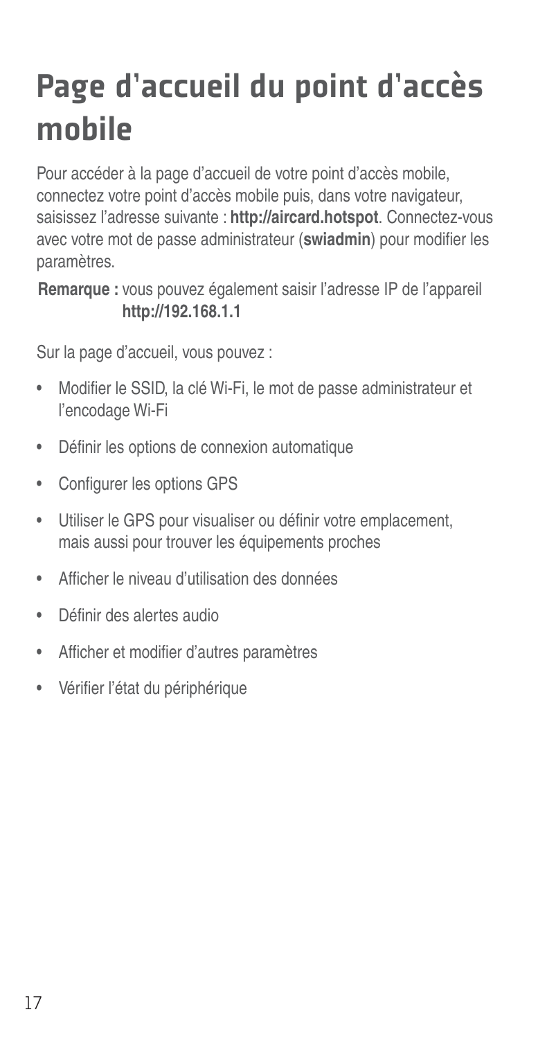# Page d'accueil du point d'accès mobile

Pour accéder à la page d'accueil de votre point d'accès mobile, connectez votre point d'accès mobile puis, dans votre navigateur, saisissez l'adresse suivante : **http://aircard.hotspot**. Connectez-vous avec votre mot de passe administrateur (**swiadmin**) pour modifier les paramètres.

**Remarque :** vous pouvez également saisir l'adresse IP de l'appareil **http://192.168.1.1**

Sur la page d'accueil, vous pouvez :

- Modifier le SSID, la clé Wi-Fi, le mot de passe administrateur et l'encodage Wi-Fi
- Définir les options de connexion automatique
- Configurer les options GPS
- Utiliser le GPS pour visualiser ou définir votre emplacement, mais aussi pour trouver les équipements proches
- Afficher le niveau d'utilisation des données
- Définir des alertes audio
- Afficher et modifier d'autres paramètres
- Vérifier l'état du périphérique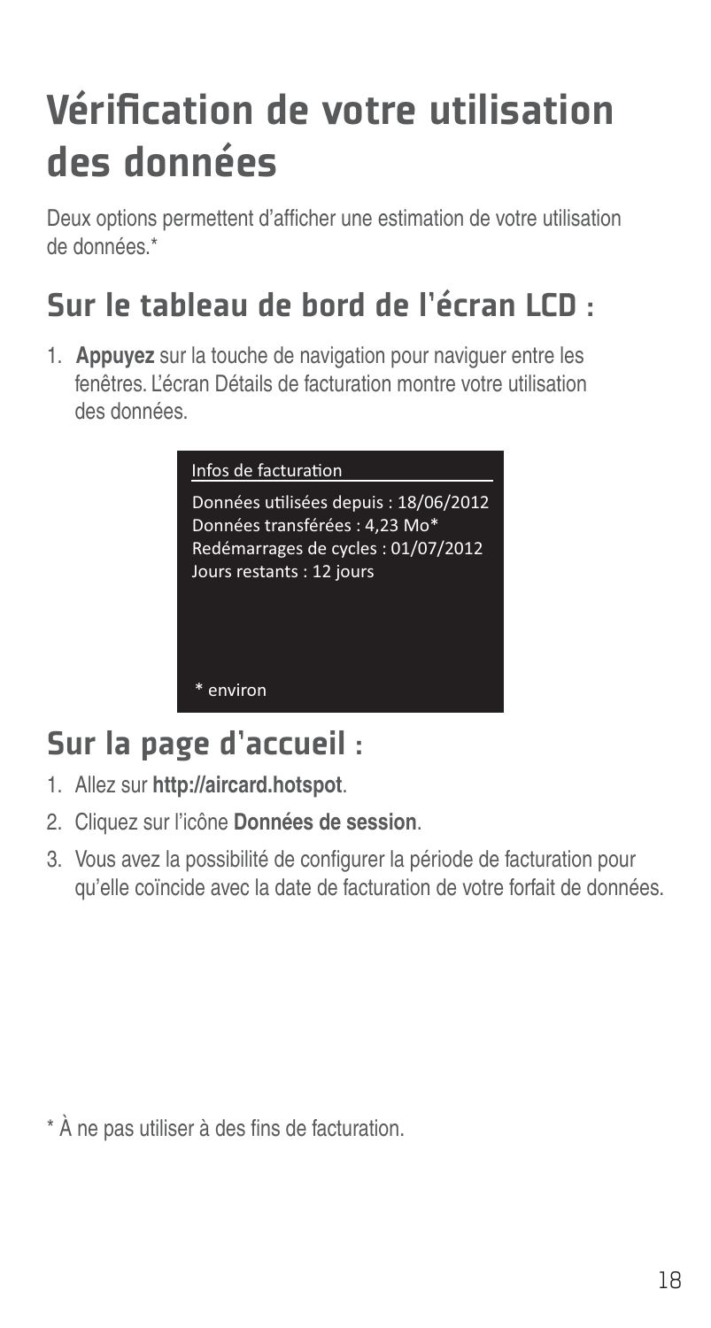# Vérification de votre utilisation des données

Deux options permettent d'afficher une estimation de votre utilisation de données.*

## Sur le tableau de bord de l'écran LCD :

1. **Appuyez** sur la touche de navigation pour naviguer entre les fenêtres. L'écran Détails de facturation montre votre utilisation des données.

Infos de facturation

Données utilisées depuis : 18/06/2012
Données transférées : 4,23 Mo*
Redémarrages de cycles : 01/07/2012
Jours restants : 12 jours

* environ

## Sur la page d'accueil :

1. Allez sur **http://aircard.hotspot**.
2. Cliquez sur l'icône **Données de session**.
3. Vous avez la possibilité de configurer la période de facturation pour qu'elle coïncide avec la date de facturation de votre forfait de données.

* À ne pas utiliser à des fins de facturation.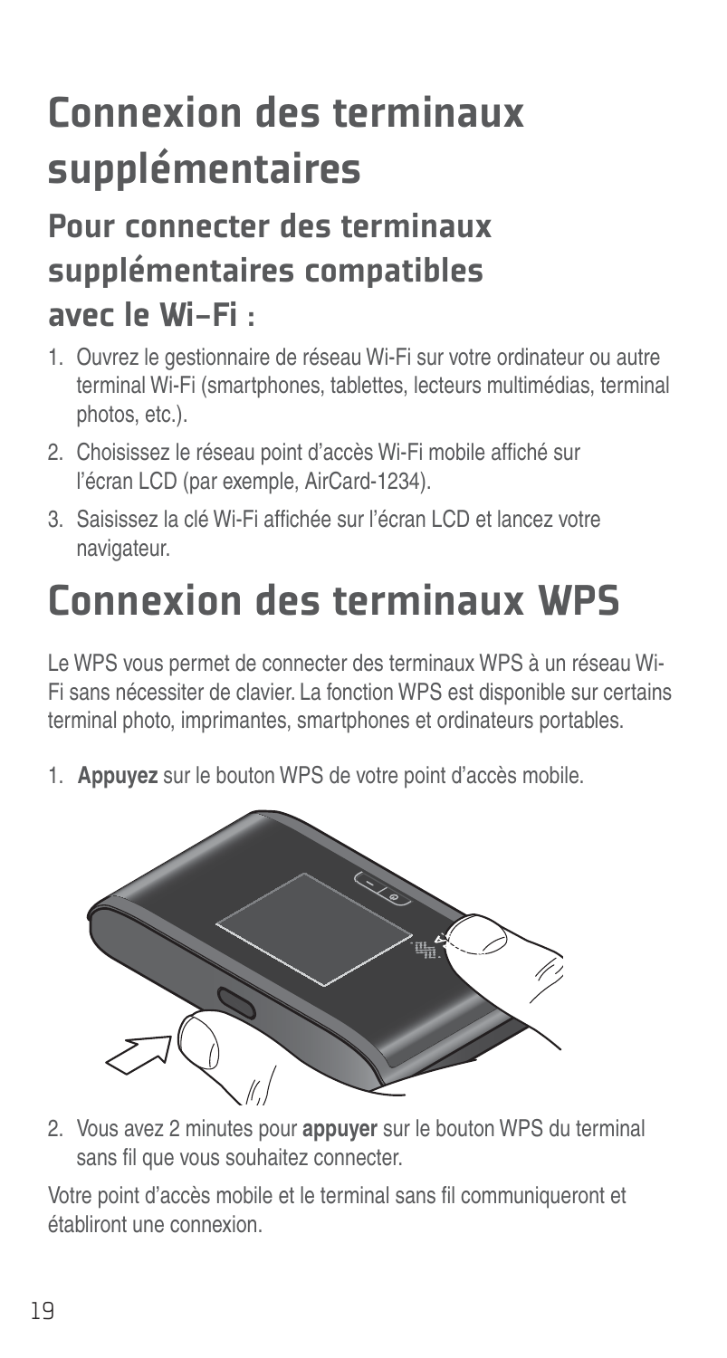# Connexion des terminaux supplémentaires

## Pour connecter des terminaux supplémentaires compatibles avec le Wi-Fi :

1. Ouvrez le gestionnaire de réseau Wi-Fi sur votre ordinateur ou autre terminal Wi-Fi (smartphones, tablettes, lecteurs multimédias, terminal photos, etc.).
2. Choisissez le réseau point d'accès Wi-Fi mobile affiché sur l'écran LCD (par exemple, AirCard-1234).
3. Saisissez la clé Wi-Fi affichée sur l'écran LCD et lancez votre navigateur.

# Connexion des terminaux WPS

Le WPS vous permet de connecter des terminaux WPS à un réseau Wi-Fi sans nécessiter de clavier. La fonction WPS est disponible sur certains terminal photo, imprimantes, smartphones et ordinateurs portables.

1. **Appuyez** sur le bouton WPS de votre point d'accès mobile.

2. Vous avez 2 minutes pour **appuyer** sur le bouton WPS du terminal sans fil que vous souhaitez connecter.

Votre point d'accès mobile et le terminal sans fil communiqueront et établiront une connexion.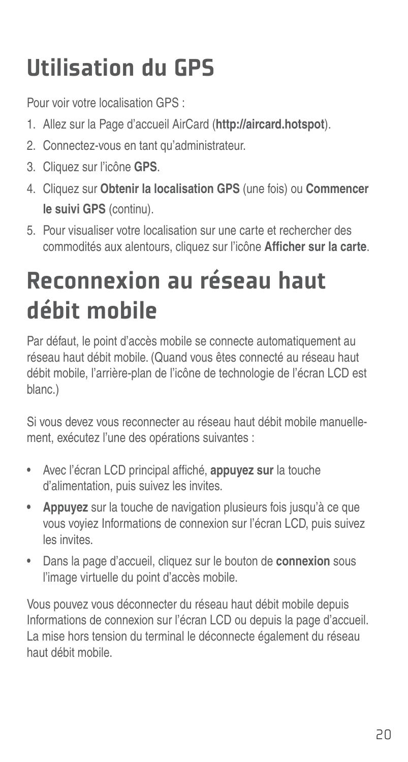# Utilisation du GPS

Pour voir votre localisation GPS :

1. Allez sur la Page d'accueil AirCard (**http://aircard.hotspot**).
2. Connectez-vous en tant qu'administrateur.
3. Cliquez sur l'icône **GPS**.
4. Cliquez sur **Obtenir la localisation GPS** (une fois) ou **Commencer le suivi GPS** (continu).
5. Pour visualiser votre localisation sur une carte et rechercher des commodités aux alentours, cliquez sur l'icône **Afficher sur la carte**.

# Reconnexion au réseau haut débit mobile

Par défaut, le point d'accès mobile se connecte automatiquement au réseau haut débit mobile. (Quand vous êtes connecté au réseau haut débit mobile, l'arrière-plan de l'icône de technologie de l'écran LCD est blanc.)

Si vous devez vous reconnecter au réseau haut débit mobile manuellement, exécutez l'une des opérations suivantes :

- Avec l'écran LCD principal affiché, **appuyez sur** la touche d'alimentation, puis suivez les invites.
- **Appuyez** sur la touche de navigation plusieurs fois jusqu'à ce que vous voyiez Informations de connexion sur l'écran LCD, puis suivez les invites.
- Dans la page d'accueil, cliquez sur le bouton de **connexion** sous l'image virtuelle du point d'accès mobile.

Vous pouvez vous déconnecter du réseau haut débit mobile depuis Informations de connexion sur l'écran LCD ou depuis la page d'accueil. La mise hors tension du terminal le déconnecte également du réseau haut débit mobile.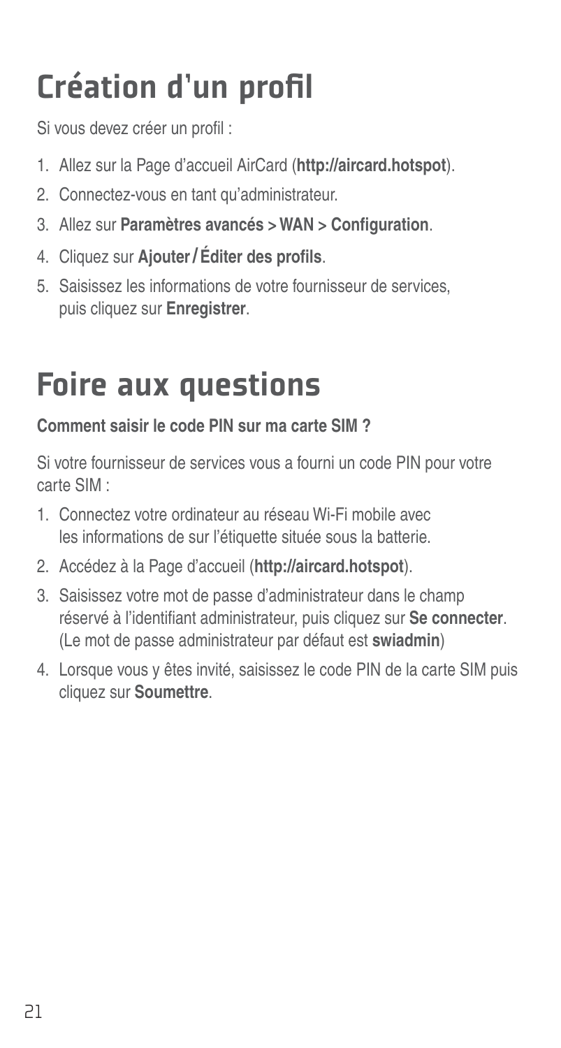# Création d'un profil

Si vous devez créer un profil :

1. Allez sur la Page d'accueil AirCard (**http://aircard.hotspot**).
2. Connectez-vous en tant qu'administrateur.
3. Allez sur **Paramètres avancés > WAN > Configuration**.
4. Cliquez sur **Ajouter / Éditer des profils**.
5. Saisissez les informations de votre fournisseur de services, puis cliquez sur **Enregistrer**.

# Foire aux questions

**Comment saisir le code PIN sur ma carte SIM ?**

Si votre fournisseur de services vous a fourni un code PIN pour votre carte SIM :

1. Connectez votre ordinateur au réseau Wi-Fi mobile avec les informations de sur l'étiquette située sous la batterie.
2. Accédez à la Page d'accueil (**http://aircard.hotspot**).
3. Saisissez votre mot de passe d'administrateur dans le champ réservé à l'identifiant administrateur, puis cliquez sur **Se connecter**. (Le mot de passe administrateur par défaut est **swiadmin**)
4. Lorsque vous y êtes invité, saisissez le code PIN de la carte SIM puis cliquez sur **Soumettre**.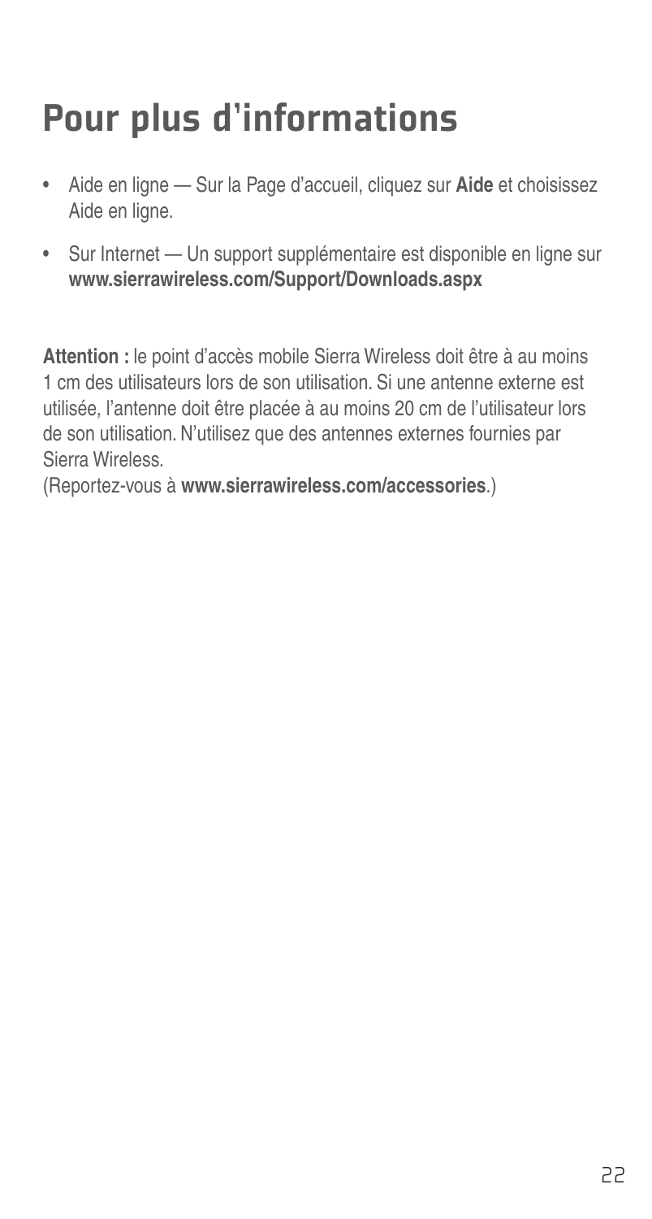# Pour plus d'informations

- Aide en ligne — Sur la Page d'accueil, cliquez sur **Aide** et choisissez Aide en ligne.
- Sur Internet — Un support supplémentaire est disponible en ligne sur **www.sierrawireless.com/Support/Downloads.aspx**

**Attention :** le point d'accès mobile Sierra Wireless doit être à au moins 1 cm des utilisateurs lors de son utilisation. Si une antenne externe est utilisée, l'antenne doit être placée à au moins 20 cm de l'utilisateur lors de son utilisation. N'utilisez que des antennes externes fournies par Sierra Wireless.
(Reportez-vous à **www.sierrawireless.com/accessories**.)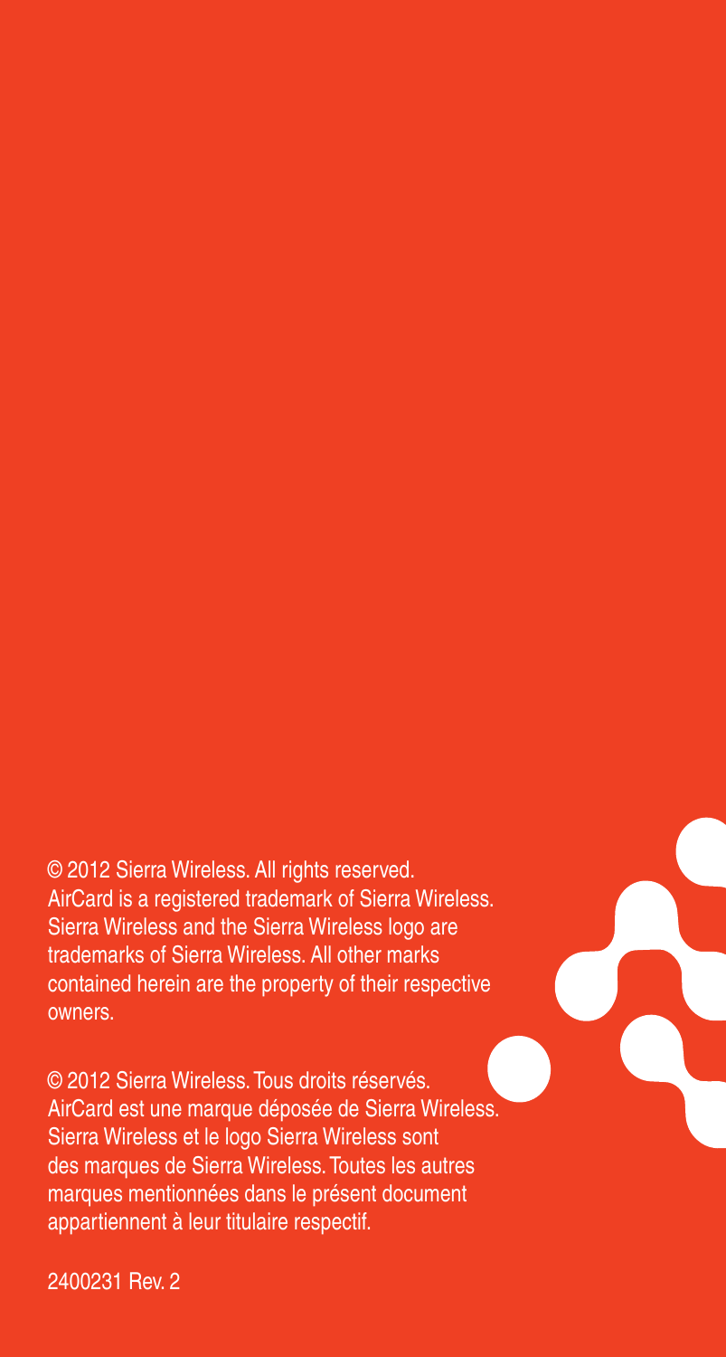© 2012 Sierra Wireless. All rights reserved. AirCard is a registered trademark of Sierra Wireless. Sierra Wireless and the Sierra Wireless logo are trademarks of Sierra Wireless. All other marks contained herein are the property of their respective owners.

© 2012 Sierra Wireless. Tous droits réservés. AirCard est une marque déposée de Sierra Wireless. Sierra Wireless et le logo Sierra Wireless sont des marques de Sierra Wireless. Toutes les autres marques mentionnées dans le présent document appartiennent à leur titulaire respectif.

2400231 Rev. 2